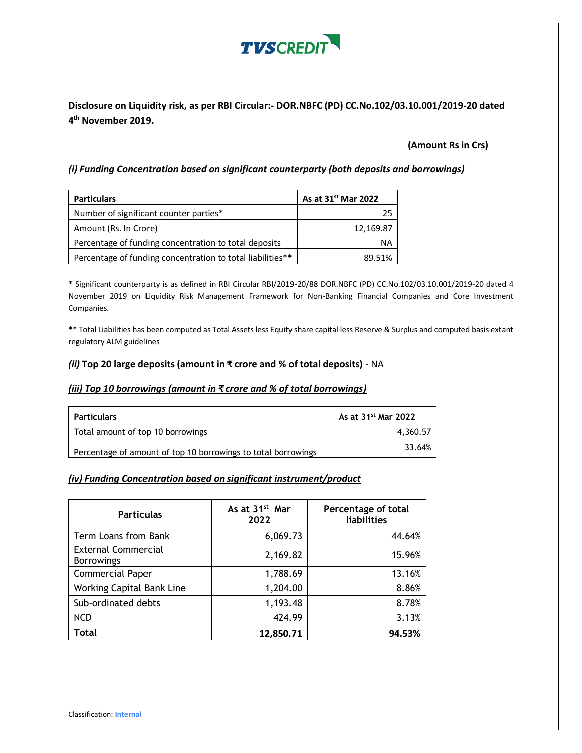TVSCREDIT

**Disclosure on Liquidity risk, as per RBI Circular:- DOR.NBFC (PD) CC.No.102/03.10.001/2019-20 dated 4th November 2019.**

**(Amount Rs in Crs)**

***(i) Funding Concentration based on significant counterparty (both deposits and borrowings)***

| Particulars | As at 31st Mar 2022 |
|---|---|
| Number of significant counter parties* | 25 |
| Amount (Rs. In Crore) | 12,169.87 |
| Percentage of funding concentration to total deposits | NA |
| Percentage of funding concentration to total liabilities** | 89.51% |

\* Significant counterparty is as defined in RBI Circular RBI/2019-20/88 DOR.NBFC (PD) CC.No.102/03.10.001/2019-20 dated 4 November 2019 on Liquidity Risk Management Framework for Non-Banking Financial Companies and Core Investment Companies.

** Total Liabilities has been computed as Total Assets less Equity share capital less Reserve & Surplus and computed basis extant regulatory ALM guidelines

***(ii)* Top 20 large deposits (amount in ₹ crore and % of total deposits)** - NA

***(iii) Top 10 borrowings (amount in ₹ crore and % of total borrowings)***

| Particulars | As at 31st Mar 2022 |
|---|---|
| Total amount of top 10 borrowings | 4,360.57 |
| Percentage of amount of top 10 borrowings to total borrowings | 33.64% |

***(iv) Funding Concentration based on significant instrument/product***

| Particulas | As at 31st Mar 2022 | Percentage of total liabilities |
|---|---|---|
| Term Loans from Bank | 6,069.73 | 44.64% |
| External Commercial Borrowings | 2,169.82 | 15.96% |
| Commercial Paper | 1,788.69 | 13.16% |
| Working Capital Bank Line | 1,204.00 | 8.86% |
| Sub-ordinated debts | 1,193.48 | 8.78% |
| NCD | 424.99 | 3.13% |
| **Total** | **12,850.71** | **94.53%** |

Classification: **Internal**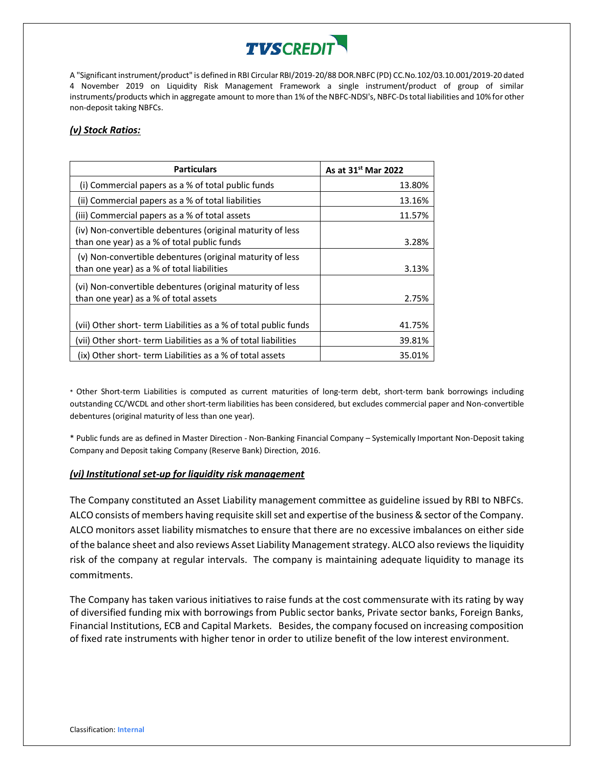A "Significant instrument/product" is defined in RBI Circular RBI/2019-20/88 DOR.NBFC (PD) CC.No.102/03.10.001/2019-20 dated 4 November 2019 on Liquidity Risk Management Framework a single instrument/product of group of similar instruments/products which in aggregate amount to more than 1% of the NBFC-NDSI's, NBFC-Ds total liabilities and 10% for other non-deposit taking NBFCs.

### *(v) Stock Ratios:*

| Particulars | As at 31st Mar 2022 |
|---|---|
| (i) Commercial papers as a % of total public funds | 13.80% |
| (ii) Commercial papers as a % of total liabilities | 13.16% |
| (iii) Commercial papers as a % of total assets | 11.57% |
| (iv) Non-convertible debentures (original maturity of less than one year) as a % of total public funds | 3.28% |
| (v) Non-convertible debentures (original maturity of less than one year) as a % of total liabilities | 3.13% |
| (vi) Non-convertible debentures (original maturity of less than one year) as a % of total assets | 2.75% |
| (vii) Other short- term Liabilities as a % of total public funds | 41.75% |
| (vii) Other short- term Liabilities as a % of total liabilities | 39.81% |
| (ix) Other short- term Liabilities as a % of total assets | 35.01% |

* Other Short-term Liabilities is computed as current maturities of long-term debt, short-term bank borrowings including outstanding CC/WCDL and other short-term liabilities has been considered, but excludes commercial paper and Non-convertible debentures (original maturity of less than one year).

* Public funds are as defined in Master Direction - Non-Banking Financial Company – Systemically Important Non-Deposit taking Company and Deposit taking Company (Reserve Bank) Direction, 2016.

### *(vi) Institutional set-up for liquidity risk management*

The Company constituted an Asset Liability management committee as guideline issued by RBI to NBFCs. ALCO consists of members having requisite skill set and expertise of the business & sector of the Company. ALCO monitors asset liability mismatches to ensure that there are no excessive imbalances on either side of the balance sheet and also reviews Asset Liability Management strategy. ALCO also reviews the liquidity risk of the company at regular intervals. The company is maintaining adequate liquidity to manage its commitments.

The Company has taken various initiatives to raise funds at the cost commensurate with its rating by way of diversified funding mix with borrowings from Public sector banks, Private sector banks, Foreign Banks, Financial Institutions, ECB and Capital Markets. Besides, the company focused on increasing composition of fixed rate instruments with higher tenor in order to utilize benefit of the low interest environment.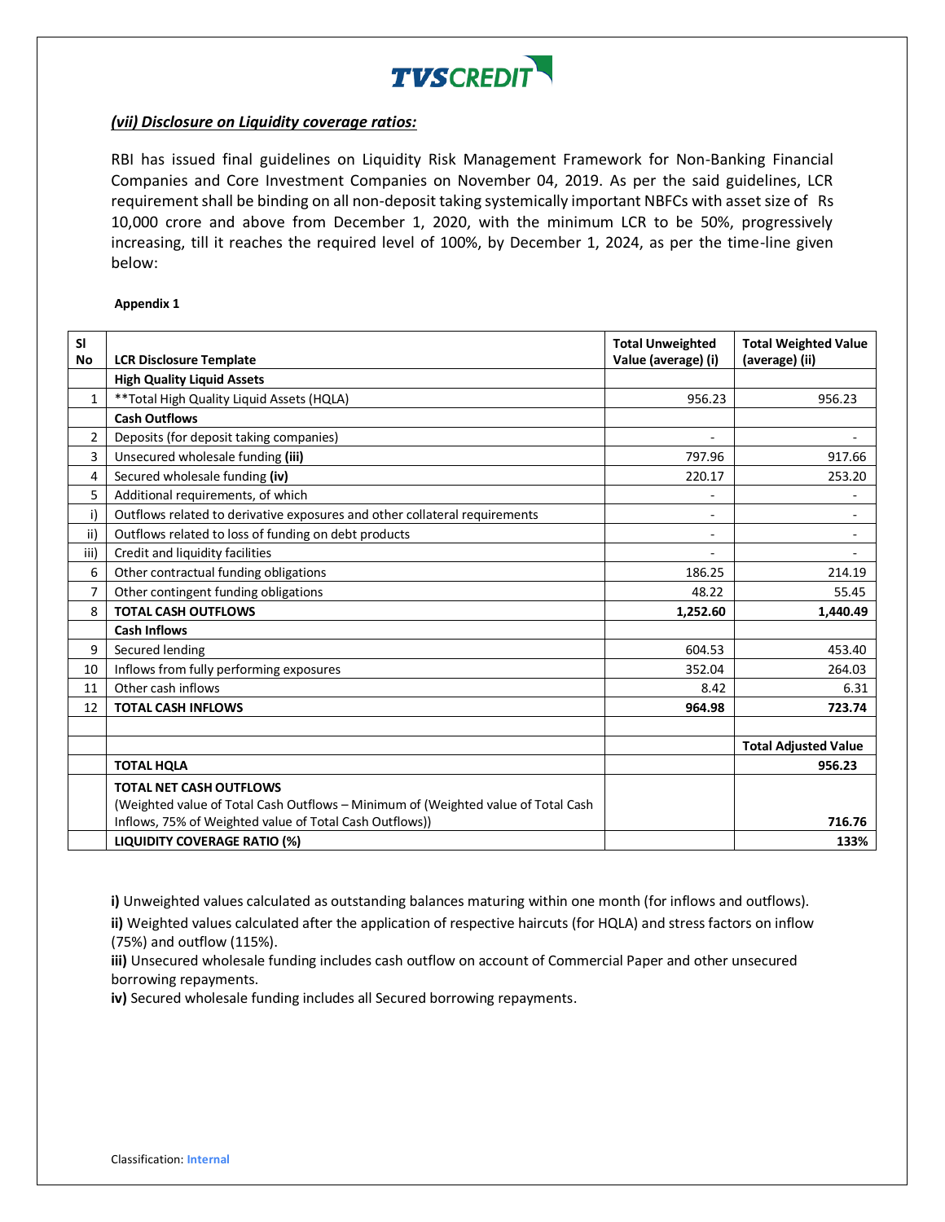### *(vii) Disclosure on Liquidity coverage ratios:*

RBI has issued final guidelines on Liquidity Risk Management Framework for Non-Banking Financial Companies and Core Investment Companies on November 04, 2019. As per the said guidelines, LCR requirement shall be binding on all non-deposit taking systemically important NBFCs with asset size of Rs 10,000 crore and above from December 1, 2020, with the minimum LCR to be 50%, progressively increasing, till it reaches the required level of 100%, by December 1, 2024, as per the time-line given below:

**Appendix 1**

| Sl No | LCR Disclosure Template | Total Unweighted Value (average) (i) | Total Weighted Value (average) (ii) |
|---|---|---|---|
| | **High Quality Liquid Assets** | | |
| 1 | **Total High Quality Liquid Assets (HQLA) | 956.23 | 956.23 |
| | **Cash Outflows** | | |
| 2 | Deposits (for deposit taking companies) | - | - |
| 3 | Unsecured wholesale funding **(iii)** | 797.96 | 917.66 |
| 4 | Secured wholesale funding **(iv)** | 220.17 | 253.20 |
| 5 | Additional requirements, of which | - | - |
| i) | Outflows related to derivative exposures and other collateral requirements | - | - |
| ii) | Outflows related to loss of funding on debt products | - | - |
| iii) | Credit and liquidity facilities | - | - |
| 6 | Other contractual funding obligations | 186.25 | 214.19 |
| 7 | Other contingent funding obligations | 48.22 | 55.45 |
| 8 | **TOTAL CASH OUTFLOWS** | **1,252.60** | **1,440.49** |
| | **Cash Inflows** | | |
| 9 | Secured lending | 604.53 | 453.40 |
| 10 | Inflows from fully performing exposures | 352.04 | 264.03 |
| 11 | Other cash inflows | 8.42 | 6.31 |
| 12 | **TOTAL CASH INFLOWS** | **964.98** | **723.74** |
| | | | |
| | | | **Total Adjusted Value** |
| | **TOTAL HQLA** | | **956.23** |
| | **TOTAL NET CASH OUTFLOWS** (Weighted value of Total Cash Outflows – Minimum of (Weighted value of Total Cash Inflows, 75% of Weighted value of Total Cash Outflows)) | | **716.76** |
| | **LIQUIDITY COVERAGE RATIO (%)** | | **133%** |

**i)** Unweighted values calculated as outstanding balances maturing within one month (for inflows and outflows).

**ii)** Weighted values calculated after the application of respective haircuts (for HQLA) and stress factors on inflow (75%) and outflow (115%).

**iii)** Unsecured wholesale funding includes cash outflow on account of Commercial Paper and other unsecured borrowing repayments.

**iv)** Secured wholesale funding includes all Secured borrowing repayments.